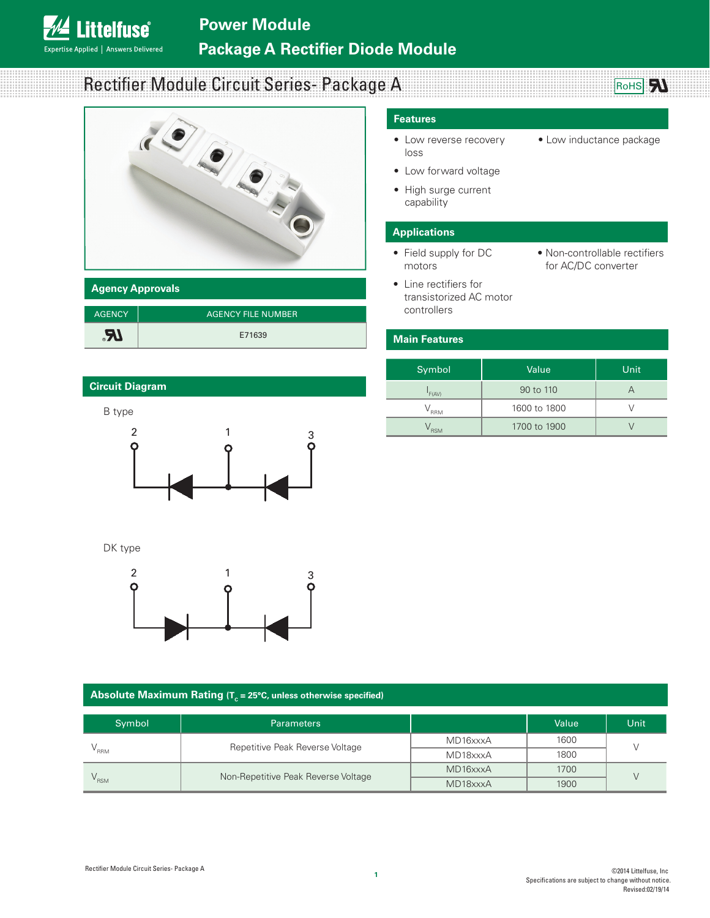# Power Module

## Package A Rectifier Diode Module

# Rectifier Module Circuit Series- Package A

RoHS

## Features

- Low reverse recovery loss
- Low forward voltage
- High surge current capability
- Low inductance package

## Applications

- Field supply for DC motors
- Line rectifiers for transistorized AC motor controllers
- Non-controllable rectifiers for AC/DC converter

## Agency Approvals

| AGENCY | AGENCY FILE NUMBER |
|---|---|
| UL | E71639 |

## Main Features

| Symbol | Value | Unit |
|---|---|---|
| $I_{F(AV)}$ | 90 to 110 | A |
| $V_{RRM}$ | 1600 to 1800 | V |
| $V_{RSM}$ | 1700 to 1900 | V |

## Circuit Diagram

B type

DK type

## Absolute Maximum Rating ($T_c$ = 25°C, unless otherwise specified)

| Symbol | Parameters | | Value | Unit |
|---|---|---|---|---|
| $V_{RRM}$ | Repetitive Peak Reverse Voltage | MD16xxxA | 1600 | V |
| | | MD18xxxA | 1800 | |
| $V_{RSM}$ | Non-Repetitive Peak Reverse Voltage | MD16xxxA | 1700 | V |
| | | MD18xxxA | 1900 | |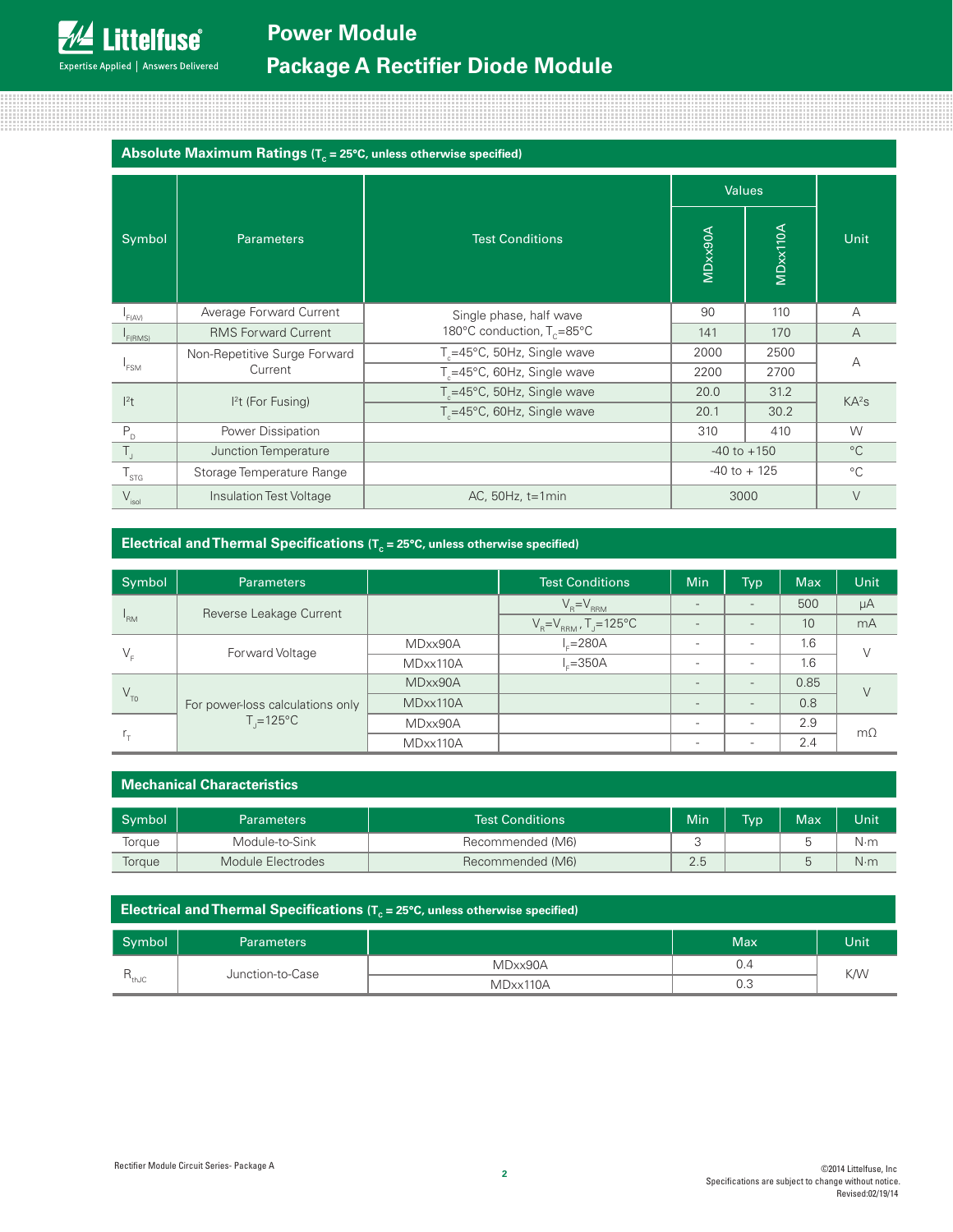## Absolute Maximum Ratings ($T_c$ = 25°C, unless otherwise specified)

| Symbol | Parameters | Test Conditions | Values | | Unit |
|---|---|---|---|---|---|
| | | | MDxx90A | MDxx110A | |
| $I_{F(AV)}$ | Average Forward Current | Single phase, half wave 180°C conduction, $T_c$=85°C | 90 | 110 | A |
| $I_{F(RMS)}$ | RMS Forward Current | | 141 | 170 | A |
| $I_{FSM}$ | Non-Repetitive Surge Forward Current | $T_c$=45°C, 50Hz, Single wave | 2000 | 2500 | A |
| | | $T_c$=45°C, 60Hz, Single wave | 2200 | 2700 | |
| $I^2t$ | $I^2t$ (For Fusing) | $T_c$=45°C, 50Hz, Single wave | 20.0 | 31.2 | $KA^2s$ |
| | | $T_c$=45°C, 60Hz, Single wave | 20.1 | 30.2 | |
| $P_D$ | Power Dissipation | | 310 | 410 | W |
| $T_J$ | Junction Temperature | | -40 to +150 | | °C |
| $T_{STG}$ | Storage Temperature Range | | -40 to + 125 | | °C |
| $V_{isol}$ | Insulation Test Voltage | AC, 50Hz, t=1min | 3000 | | V |

## Electrical and Thermal Specifications ($T_c$ = 25°C, unless otherwise specified)

| Symbol | Parameters | | Test Conditions | Min | Typ | Max | Unit |
|---|---|---|---|---|---|---|---|
| $I_{RM}$ | Reverse Leakage Current | | $V_R$=$V_{RRM}$ | - | - | 500 | μA |
| | | | $V_R$=$V_{RRM}$, $T_J$=125°C | - | - | 10 | mA |
| $V_F$ | Forward Voltage | MDxx90A | $I_F$=280A | - | - | 1.6 | V |
| | | MDxx110A | $I_F$=350A | - | - | 1.6 | |
| $V_{T0}$ | For power-loss calculations only $T_J$=125°C | MDxx90A | | - | - | 0.85 | V |
| | | MDxx110A | | - | - | 0.8 | |
| $r_T$ | | MDxx90A | | - | - | 2.9 | mΩ |
| | | MDxx110A | | - | - | 2.4 | |

## Mechanical Characteristics

| Symbol | Parameters | Test Conditions | Min | Typ | Max | Unit |
|---|---|---|---|---|---|---|
| Torque | Module-to-Sink | Recommended (M6) | 3 | | 5 | N·m |
| Torque | Module Electrodes | Recommended (M6) | 2.5 | | 5 | N·m |

## Electrical and Thermal Specifications ($T_c$ = 25°C, unless otherwise specified)

| Symbol | Parameters | | Max | Unit |
|---|---|---|---|---|
| $R_{thJC}$ | Junction-to-Case | MDxx90A | 0.4 | K/W |
| | | MDxx110A | 0.3 | |

Rectifier Module Circuit Series- Package A

©2014 Littelfuse, Inc
Specifications are subject to change without notice.
Revised:02/19/14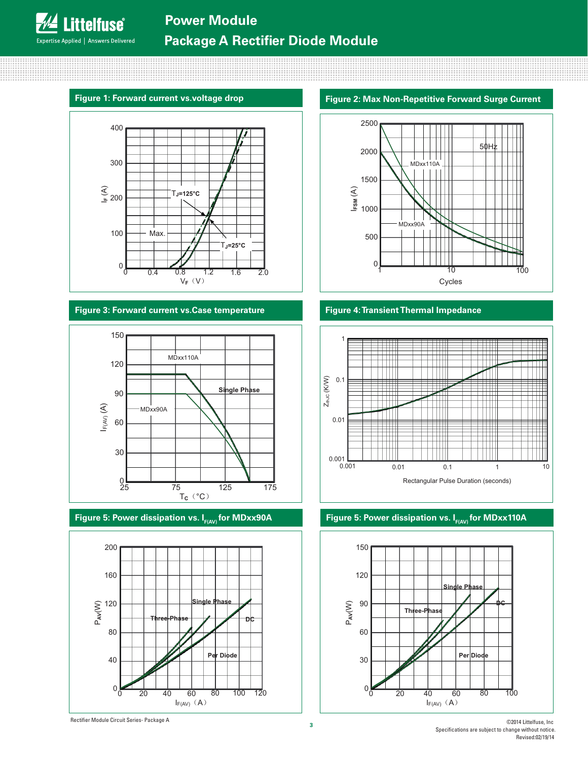# Power Module

## Package A Rectifier Diode Module

**Figure 1: Forward current vs.voltage drop**

$I_F$ (A)

400, 300, 200, 100, 0

$T_J$=125°C

Max.

$T_J$=25°C

0, 0.4, 0.8, 1.2, 1.6, 2.0

$V_F$ (V)

**Figure 2: Max Non-Repetitive Forward Surge Current**

$I_{FSM}$ (A)

2500, 2000, 1500, 1000, 500, 0

50Hz

MDxx110A

MDxx90A

1, 10, 100

Cycles

**Figure 3: Forward current vs.Case temperature**

$I_{F(AV)}$ (A)

150, 120, 90, 60, 30, 0

MDxx110A

Single Phase

MDxx90A

25, 75, 125, 175

$T_C$ (°C)

**Figure 4: Transient Thermal Impedance**

$Z_{thJC}$ (K/W)

1, 0.1, 0.01, 0.001

0.001, 0.01, 0.1, 1, 10

Rectangular Pulse Duration (seconds)

**Figure 5: Power dissipation vs. $I_{F(AV)}$ for MDxx90A**

$P_{AV}$(W)

200, 160, 120, 80, 40, 0

Single Phase

Three-Phase

DC

Per Diode

0, 20, 40, 60, 80, 100, 120

$I_{F(AV)}$ (A)

**Figure 5: Power dissipation vs. $I_{F(AV)}$ for MDxx110A**

$P_{AV}$(W)

150, 120, 90, 60, 30, 0

Single Phase

Three-Phase

DC

Per Diode

0, 20, 40, 60, 80, 100

$I_{F(AV)}$ (A)

Rectifier Module Circuit Series- Package A

©2014 Littelfuse, Inc
Specifications are subject to change without notice.
Revised:02/19/14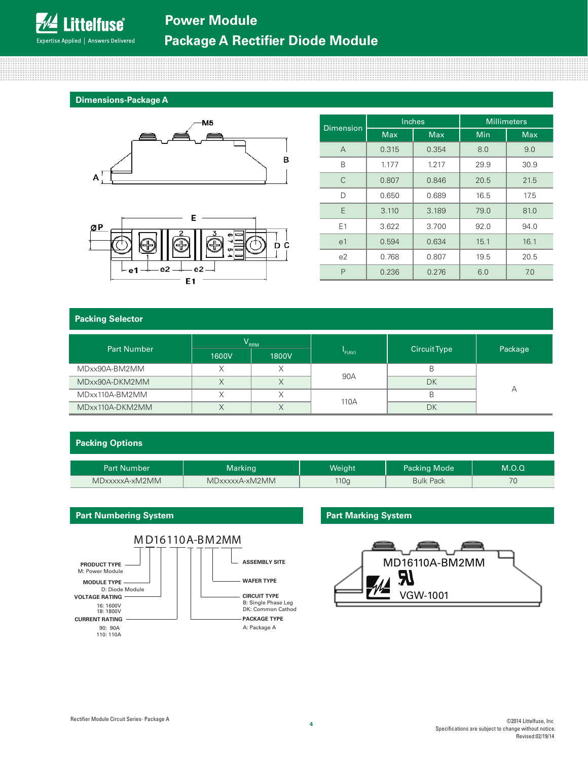# Power Module
## Package A Rectifier Diode Module

### Dimensions-Package A

M5

A

B

E

ØP

D C

e1 e2 e2

E1

| Dimension | Inches | | Millimeters | |
|---|---|---|---|---|
| | Max | Max | Min | Max |
| A | 0.315 | 0.354 | 8.0 | 9.0 |
| B | 1.177 | 1.217 | 29.9 | 30.9 |
| C | 0.807 | 0.846 | 20.5 | 21.5 |
| D | 0.650 | 0.689 | 16.5 | 17.5 |
| E | 3.110 | 3.189 | 79.0 | 81.0 |
| E1 | 3.622 | 3.700 | 92.0 | 94.0 |
| e1 | 0.594 | 0.634 | 15.1 | 16.1 |
| e2 | 0.768 | 0.807 | 19.5 | 20.5 |
| P | 0.236 | 0.276 | 6.0 | 7.0 |

### Packing Selector

| Part Number | $V_{RRM}$ | | $I_{F(AV)}$ | Circuit Type | Package |
|---|---|---|---|---|---|
| | 1600V | 1800V | | | |
| MDxx90A-BM2MM | X | X | 90A | B | A |
| MDxx90A-DKM2MM | X | X | | DK | |
| MDxx110A-BM2MM | X | X | 110A | B | |
| MDxx110A-DKM2MM | X | X | | DK | |

### Packing Options

| Part Number | Marking | Weight | Packing Mode | M.O.Q |
|---|---|---|---|---|
| MDxxxxxA-xM2MM | MDxxxxxA-xM2MM | 110g | Bulk Pack | 70 |

### Part Numbering System

MD16110A-BM2MM

- **PRODUCT TYPE** — M: Power Module
- **MODULE TYPE** — D: Diode Module
- **VOLTAGE RATING** — 16: 1600V, 18: 1800V
- **CURRENT RATING** — 90: 90A, 110: 110A
- **PACKAGE TYPE** — A: Package A
- **CIRCUIT TYPE** — B: Single Phase Leg, DK: Common Cathod
- **WAFER TYPE**
- **ASSEMBLY SITE**

### Part Marking System

MD16110A-BM2MM

VGW-1001